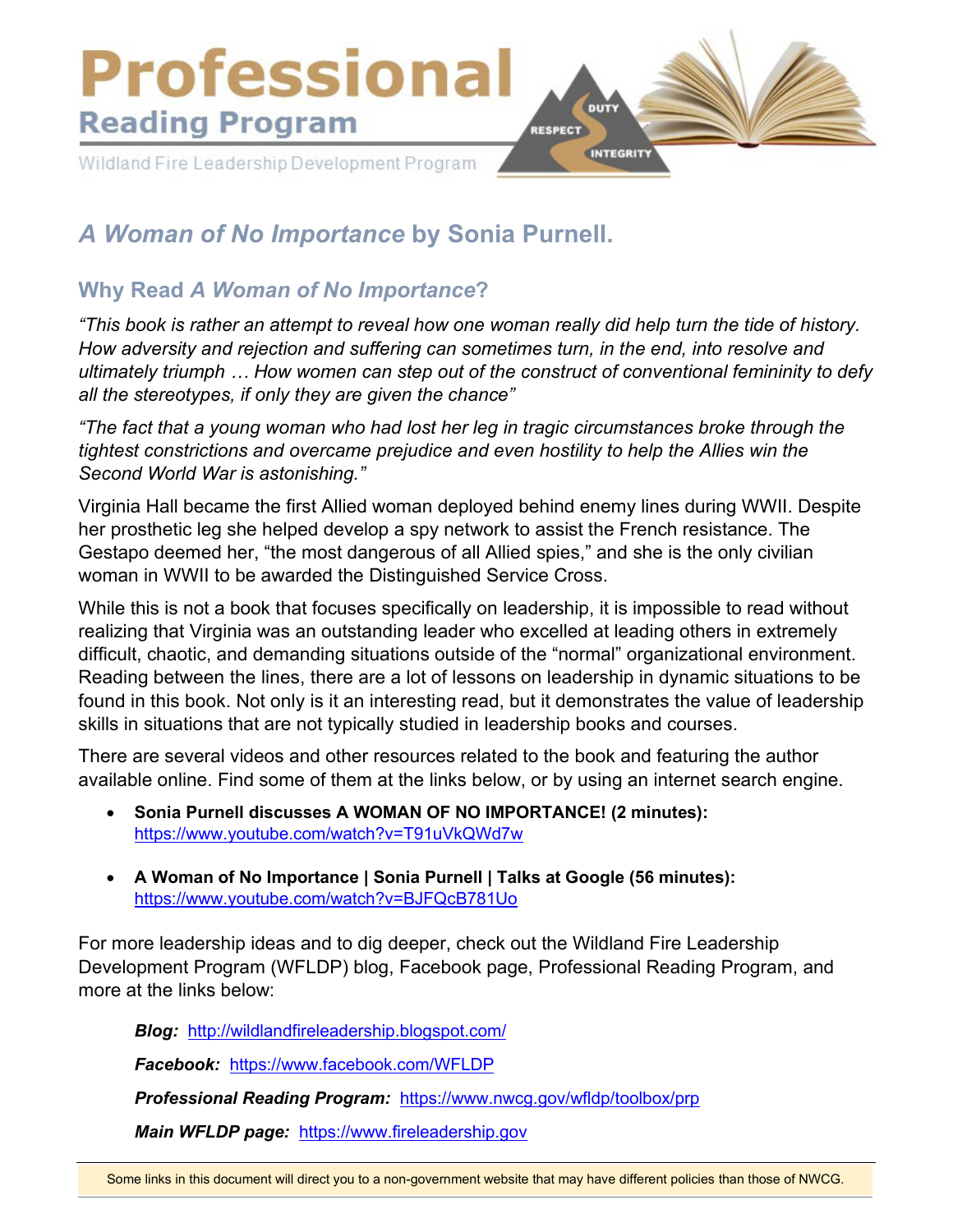# Professional
## Reading Program

Wildland Fire Leadership Development Program

DUTY RESPECT INTEGRITY

## *A Woman of No Importance* by Sonia Purnell.

### Why Read *A Woman of No Importance*?

*"This book is rather an attempt to reveal how one woman really did help turn the tide of history. How adversity and rejection and suffering can sometimes turn, in the end, into resolve and ultimately triumph … How women can step out of the construct of conventional femininity to defy all the stereotypes, if only they are given the chance"*

*"The fact that a young woman who had lost her leg in tragic circumstances broke through the tightest constrictions and overcame prejudice and even hostility to help the Allies win the Second World War is astonishing."*

Virginia Hall became the first Allied woman deployed behind enemy lines during WWII. Despite her prosthetic leg she helped develop a spy network to assist the French resistance. The Gestapo deemed her, "the most dangerous of all Allied spies," and she is the only civilian woman in WWII to be awarded the Distinguished Service Cross.

While this is not a book that focuses specifically on leadership, it is impossible to read without realizing that Virginia was an outstanding leader who excelled at leading others in extremely difficult, chaotic, and demanding situations outside of the "normal" organizational environment. Reading between the lines, there are a lot of lessons on leadership in dynamic situations to be found in this book. Not only is it an interesting read, but it demonstrates the value of leadership skills in situations that are not typically studied in leadership books and courses.

There are several videos and other resources related to the book and featuring the author available online. Find some of them at the links below, or by using an internet search engine.

- **Sonia Purnell discusses A WOMAN OF NO IMPORTANCE! (2 minutes):** https://www.youtube.com/watch?v=T91uVkQWd7w
- **A Woman of No Importance | Sonia Purnell | Talks at Google (56 minutes):** https://www.youtube.com/watch?v=BJFQcB781Uo

For more leadership ideas and to dig deeper, check out the Wildland Fire Leadership Development Program (WFLDP) blog, Facebook page, Professional Reading Program, and more at the links below:

***Blog:*** http://wildlandfireleadership.blogspot.com/

***Facebook:*** https://www.facebook.com/WFLDP

***Professional Reading Program:*** https://www.nwcg.gov/wfldp/toolbox/prp

***Main WFLDP page:*** https://www.fireleadership.gov

Some links in this document will direct you to a non-government website that may have different policies than those of NWCG.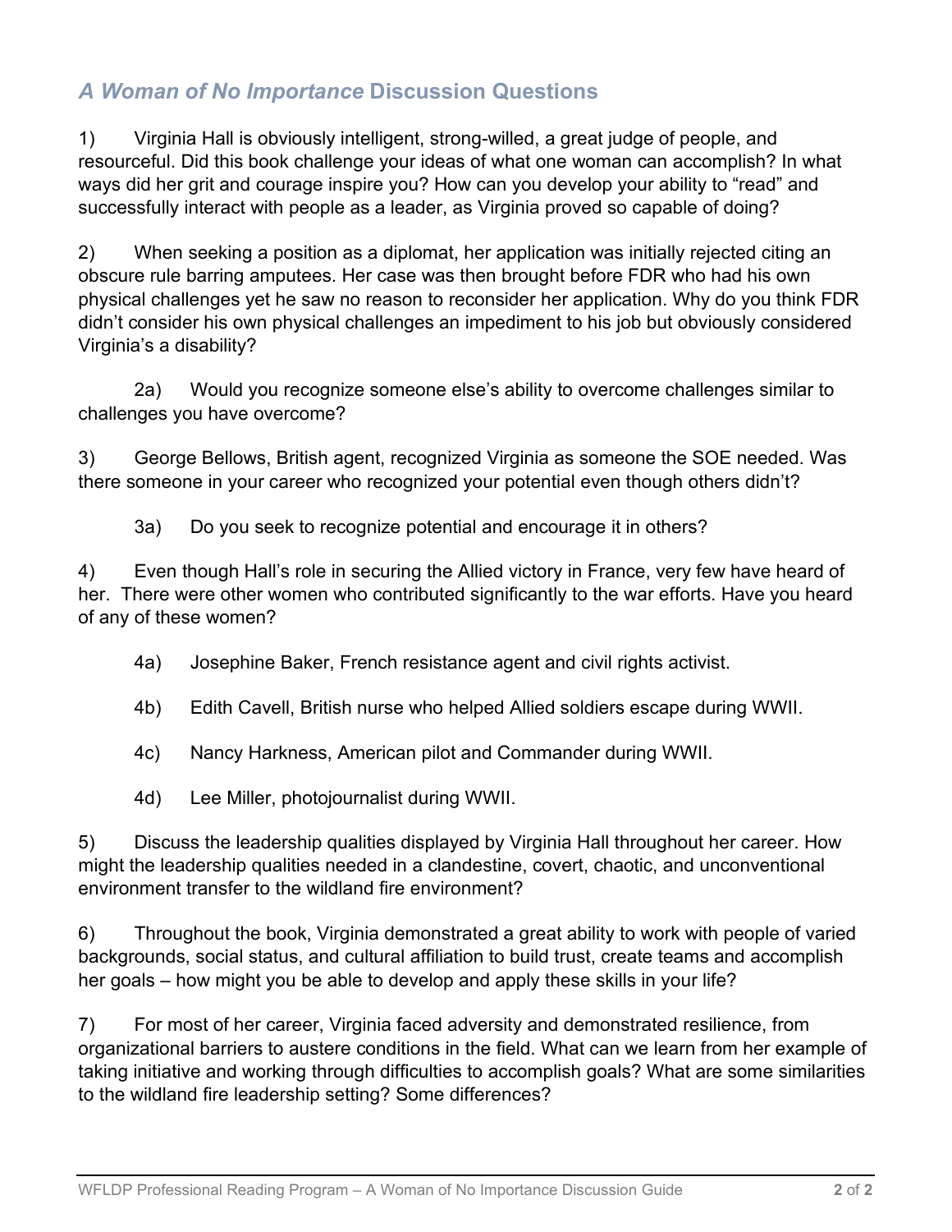## *A Woman of No Importance* Discussion Questions

1) Virginia Hall is obviously intelligent, strong-willed, a great judge of people, and resourceful. Did this book challenge your ideas of what one woman can accomplish? In what ways did her grit and courage inspire you? How can you develop your ability to "read" and successfully interact with people as a leader, as Virginia proved so capable of doing?

2) When seeking a position as a diplomat, her application was initially rejected citing an obscure rule barring amputees. Her case was then brought before FDR who had his own physical challenges yet he saw no reason to reconsider her application. Why do you think FDR didn't consider his own physical challenges an impediment to his job but obviously considered Virginia's a disability?

   2a) Would you recognize someone else's ability to overcome challenges similar to challenges you have overcome?

3) George Bellows, British agent, recognized Virginia as someone the SOE needed. Was there someone in your career who recognized your potential even though others didn't?

   3a) Do you seek to recognize potential and encourage it in others?

4) Even though Hall's role in securing the Allied victory in France, very few have heard of her. There were other women who contributed significantly to the war efforts. Have you heard of any of these women?

   4a) Josephine Baker, French resistance agent and civil rights activist.

   4b) Edith Cavell, British nurse who helped Allied soldiers escape during WWII.

   4c) Nancy Harkness, American pilot and Commander during WWII.

   4d) Lee Miller, photojournalist during WWII.

5) Discuss the leadership qualities displayed by Virginia Hall throughout her career. How might the leadership qualities needed in a clandestine, covert, chaotic, and unconventional environment transfer to the wildland fire environment?

6) Throughout the book, Virginia demonstrated a great ability to work with people of varied backgrounds, social status, and cultural affiliation to build trust, create teams and accomplish her goals – how might you be able to develop and apply these skills in your life?

7) For most of her career, Virginia faced adversity and demonstrated resilience, from organizational barriers to austere conditions in the field. What can we learn from her example of taking initiative and working through difficulties to accomplish goals? What are some similarities to the wildland fire leadership setting? Some differences?